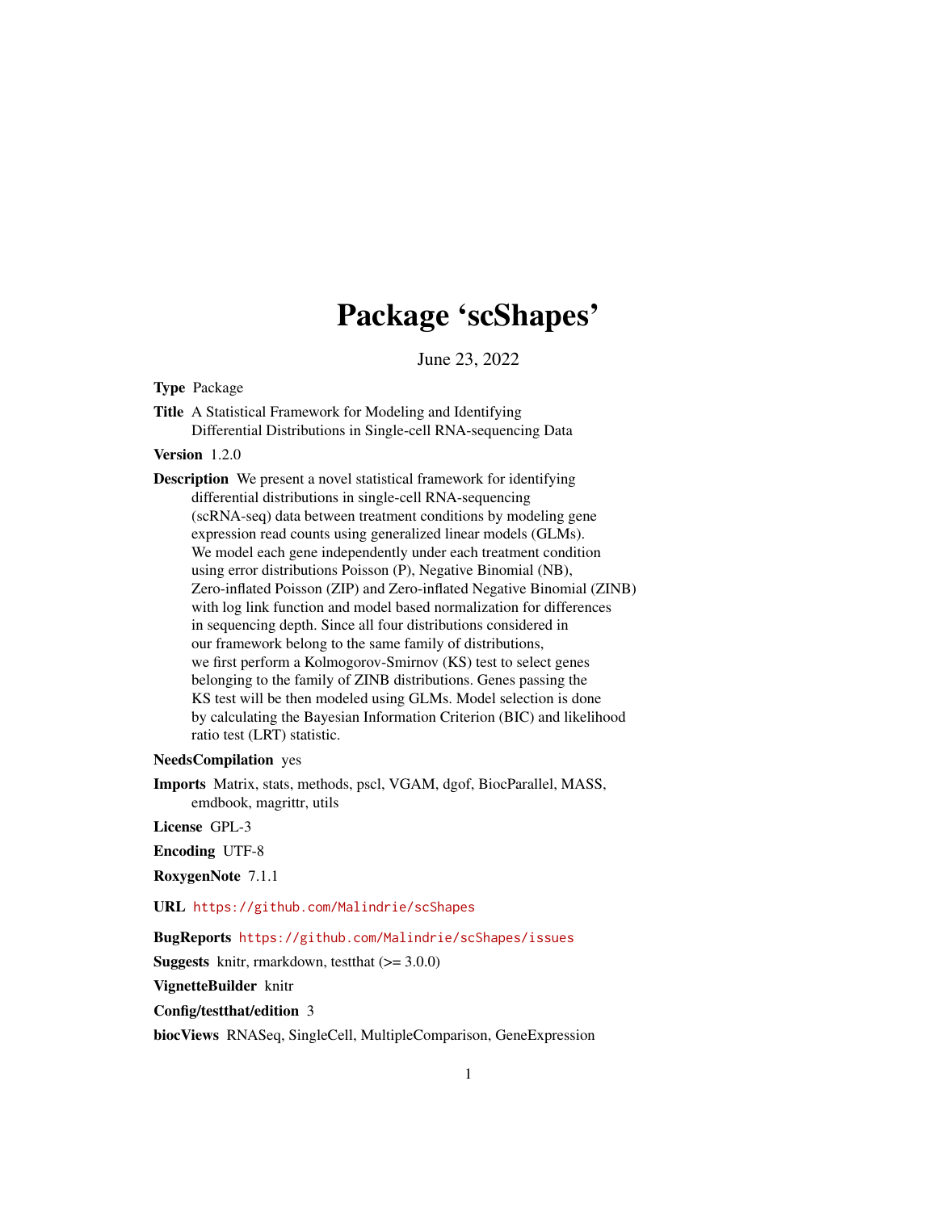# Package 'scShapes'

June 23, 2022

**Type** Package

**Title** A Statistical Framework for Modeling and Identifying Differential Distributions in Single-cell RNA-sequencing Data

**Version** 1.2.0

**Description** We present a novel statistical framework for identifying differential distributions in single-cell RNA-sequencing (scRNA-seq) data between treatment conditions by modeling gene expression read counts using generalized linear models (GLMs). We model each gene independently under each treatment condition using error distributions Poisson (P), Negative Binomial (NB), Zero-inflated Poisson (ZIP) and Zero-inflated Negative Binomial (ZINB) with log link function and model based normalization for differences in sequencing depth. Since all four distributions considered in our framework belong to the same family of distributions, we first perform a Kolmogorov-Smirnov (KS) test to select genes belonging to the family of ZINB distributions. Genes passing the KS test will be then modeled using GLMs. Model selection is done by calculating the Bayesian Information Criterion (BIC) and likelihood ratio test (LRT) statistic.

**NeedsCompilation** yes

**Imports** Matrix, stats, methods, pscl, VGAM, dgof, BiocParallel, MASS, emdbook, magrittr, utils

**License** GPL-3

**Encoding** UTF-8

**RoxygenNote** 7.1.1

**URL** https://github.com/Malindrie/scShapes

**BugReports** https://github.com/Malindrie/scShapes/issues

**Suggests** knitr, rmarkdown, testthat (>= 3.0.0)

**VignetteBuilder** knitr

**Config/testthat/edition** 3

**biocViews** RNASeq, SingleCell, MultipleComparison, GeneExpression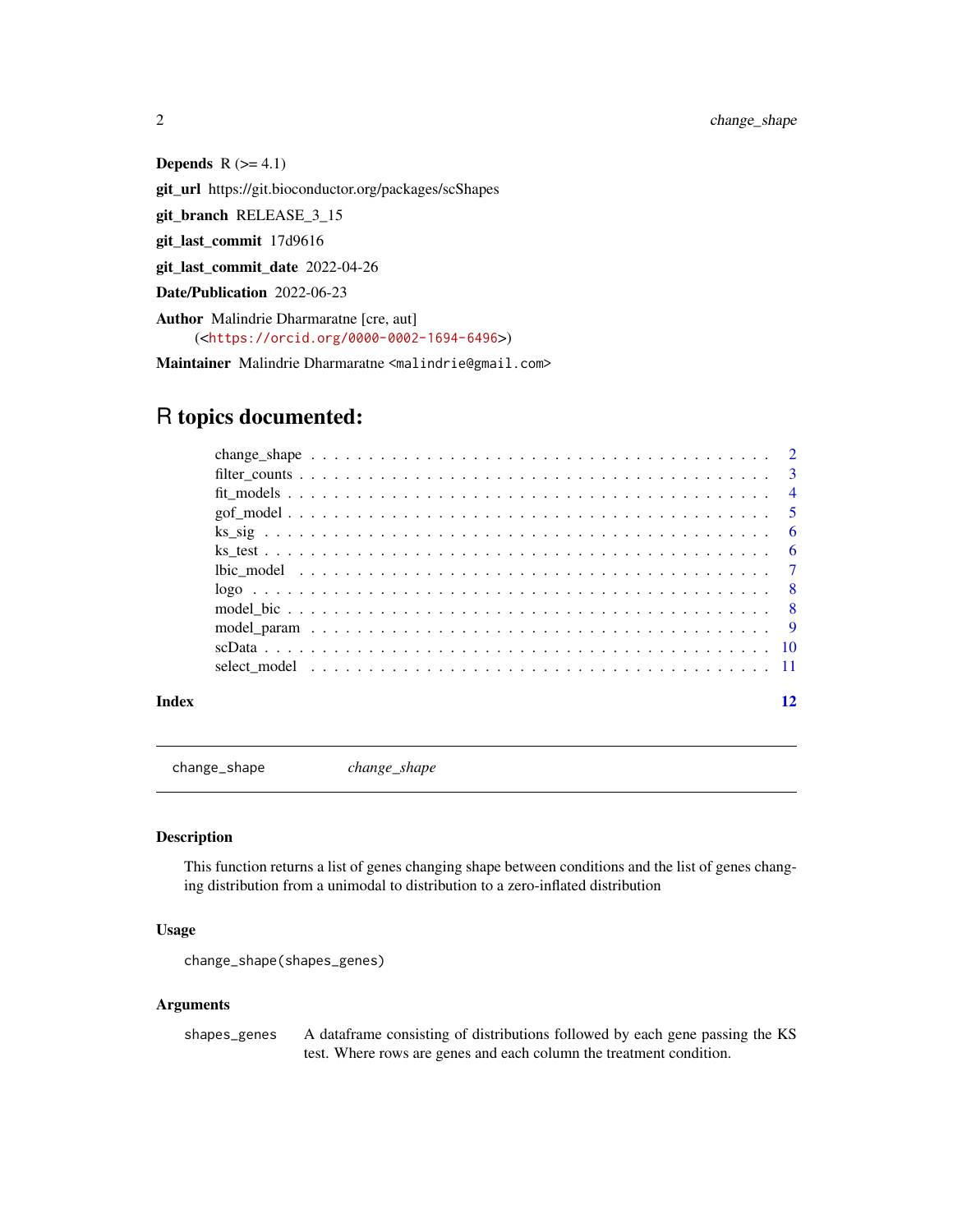**Depends** R (>= 4.1)

**git_url** https://git.bioconductor.org/packages/scShapes

**git_branch** RELEASE_3_15

**git_last_commit** 17d9616

**git_last_commit_date** 2022-04-26

**Date/Publication** 2022-06-23

**Author** Malindrie Dharmaratne [cre, aut] (<https://orcid.org/0000-0002-1694-6496>)

**Maintainer** Malindrie Dharmaratne <malindrie@gmail.com>

# R topics documented:

- change_shape . . . . . . . . . . 2
- filter_counts . . . . . . . . . . 3
- fit_models . . . . . . . . . . 4
- gof_model . . . . . . . . . . 5
- ks_sig . . . . . . . . . . 6
- ks_test . . . . . . . . . . 6
- lbic_model . . . . . . . . . . 7
- logo . . . . . . . . . . 8
- model_bic . . . . . . . . . . 8
- model_param . . . . . . . . . . 9
- scData . . . . . . . . . . 10
- select_model . . . . . . . . . . 11

**Index** **12**

---

`change_shape` *change_shape*

---

### Description

This function returns a list of genes changing shape between conditions and the list of genes changing distribution from a unimodal to distribution to a zero-inflated distribution

### Usage

```
change_shape(shapes_genes)
```

### Arguments

| | |
|---|---|
| `shapes_genes` | A dataframe consisting of distributions followed by each gene passing the KS test. Where rows are genes and each column the treatment condition. |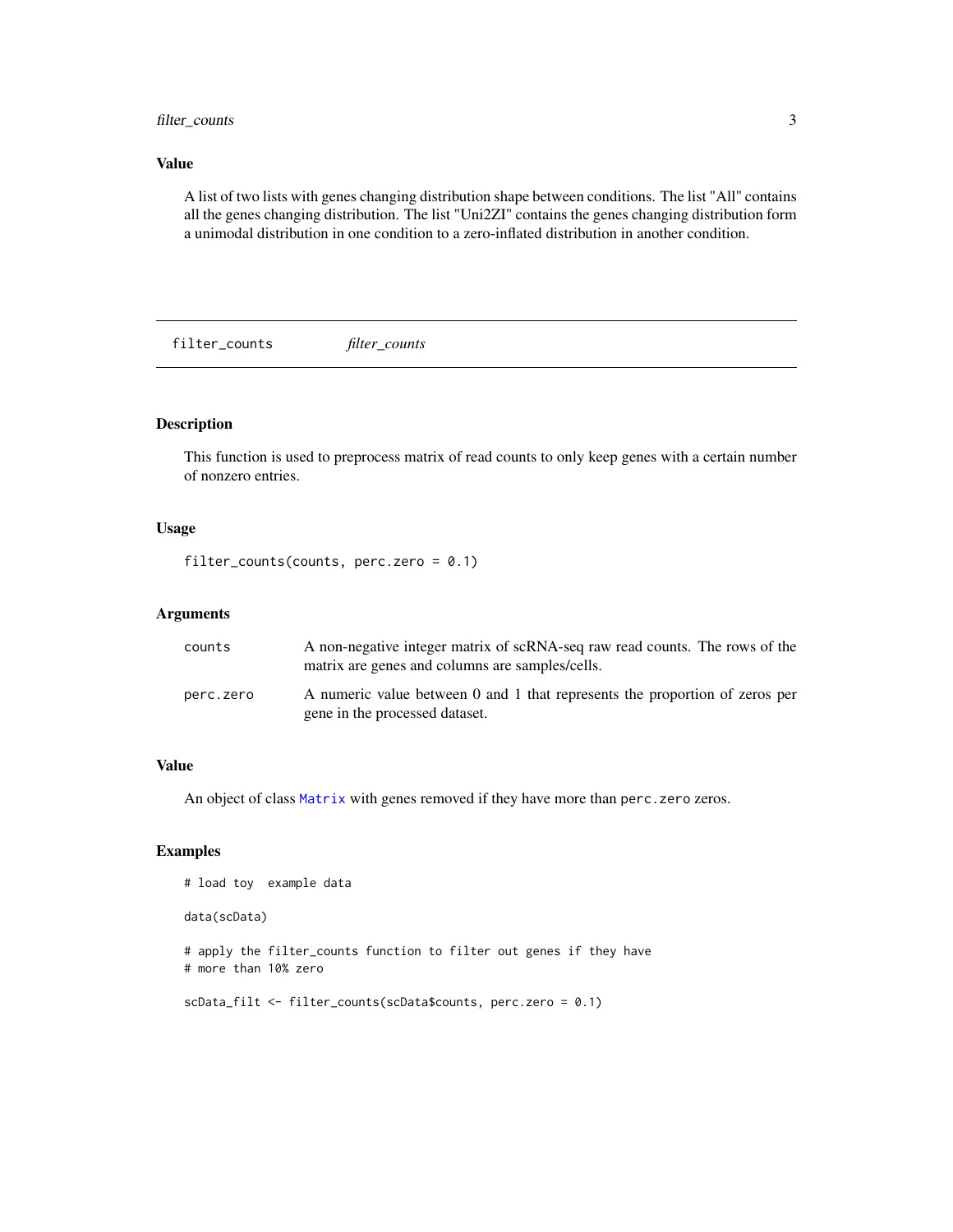## Value

A list of two lists with genes changing distribution shape between conditions. The list "All" contains all the genes changing distribution. The list "Uni2ZI" contains the genes changing distribution form a unimodal distribution in one condition to a zero-inflated distribution in another condition.

---

# filter_counts *filter_counts*

---

## Description

This function is used to preprocess matrix of read counts to only keep genes with a certain number of nonzero entries.

## Usage

```
filter_counts(counts, perc.zero = 0.1)
```

## Arguments

| | |
|---|---|
| counts | A non-negative integer matrix of scRNA-seq raw read counts. The rows of the matrix are genes and columns are samples/cells. |
| perc.zero | A numeric value between 0 and 1 that represents the proportion of zeros per gene in the processed dataset. |

## Value

An object of class Matrix with genes removed if they have more than perc.zero zeros.

## Examples

```
# load toy  example data

data(scData)

# apply the filter_counts function to filter out genes if they have
# more than 10% zero

scData_filt <- filter_counts(scData$counts, perc.zero = 0.1)
```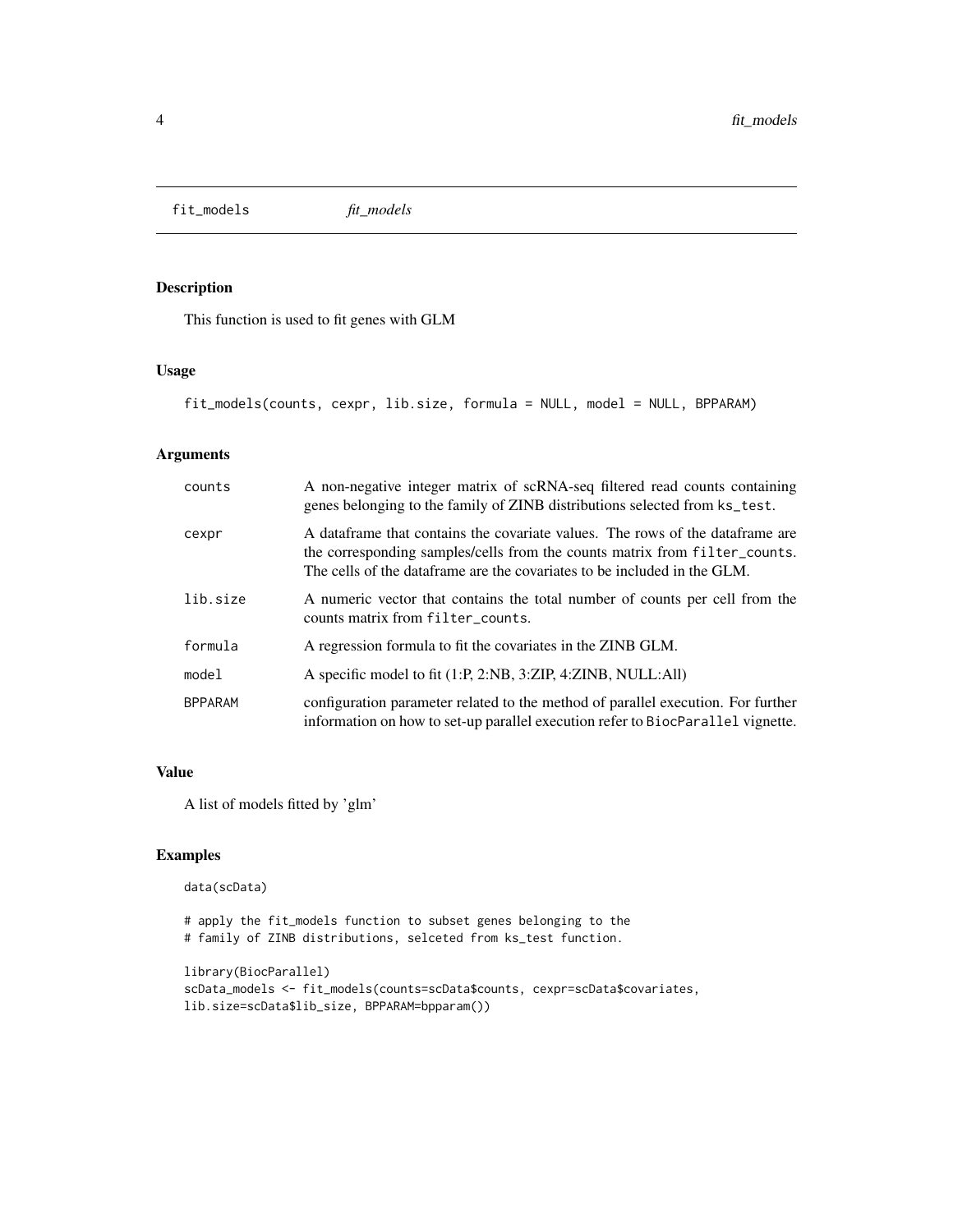fit_models *fit_models*

## Description

This function is used to fit genes with GLM

## Usage

```
fit_models(counts, cexpr, lib.size, formula = NULL, model = NULL, BPPARAM)
```

## Arguments

| | |
|---|---|
| counts | A non-negative integer matrix of scRNA-seq filtered read counts containing genes belonging to the family of ZINB distributions selected from `ks_test`. |
| cexpr | A dataframe that contains the covariate values. The rows of the dataframe are the corresponding samples/cells from the counts matrix from `filter_counts`. The cells of the dataframe are the covariates to be included in the GLM. |
| lib.size | A numeric vector that contains the total number of counts per cell from the counts matrix from `filter_counts`. |
| formula | A regression formula to fit the covariates in the ZINB GLM. |
| model | A specific model to fit (1:P, 2:NB, 3:ZIP, 4:ZINB, NULL:All) |
| BPPARAM | configuration parameter related to the method of parallel execution. For further information on how to set-up parallel execution refer to `BiocParallel` vignette. |

## Value

A list of models fitted by 'glm'

## Examples

```
data(scData)

# apply the fit_models function to subset genes belonging to the
# family of ZINB distributions, selceted from ks_test function.

library(BiocParallel)
scData_models <- fit_models(counts=scData$counts, cexpr=scData$covariates,
lib.size=scData$lib_size, BPPARAM=bpparam())
```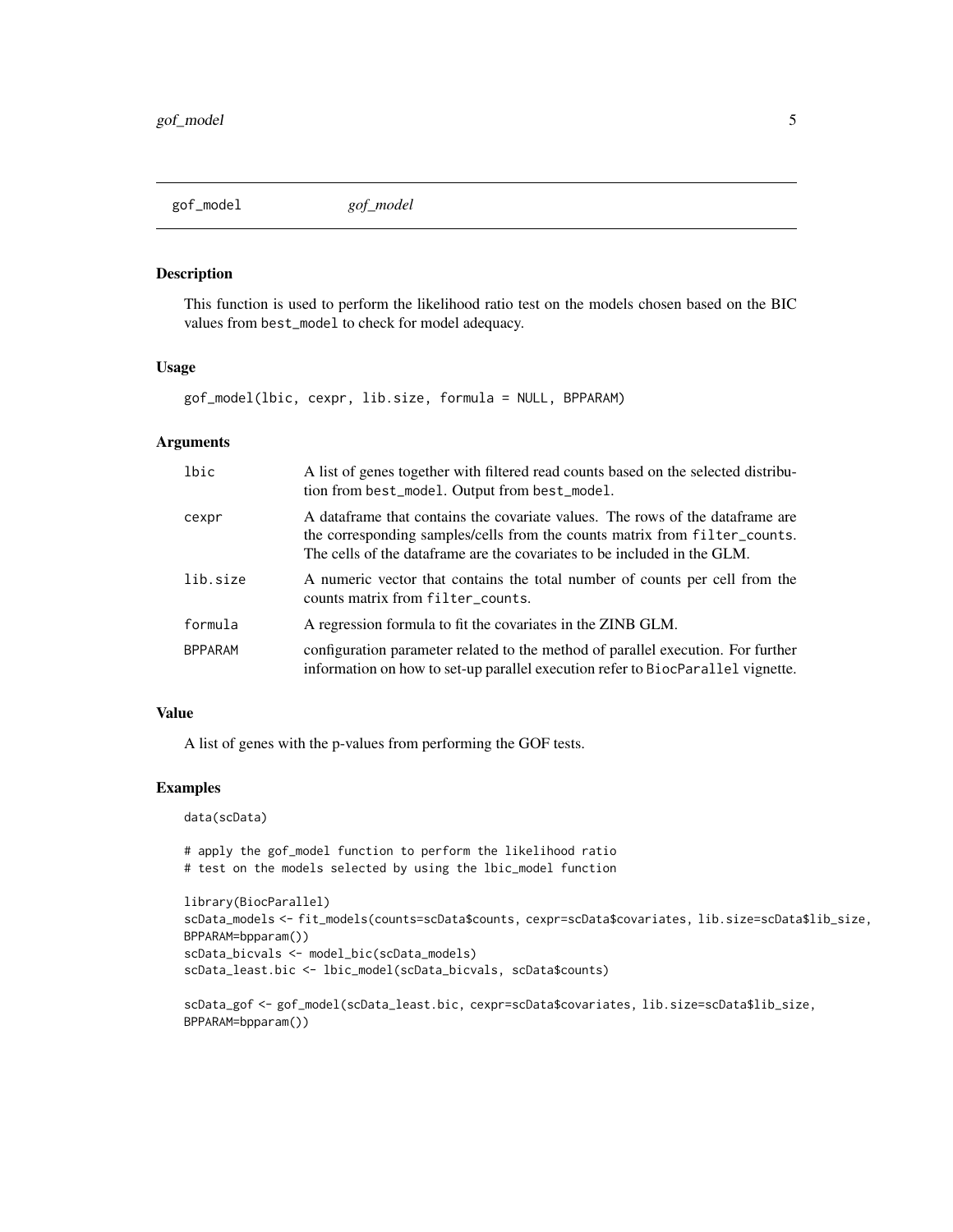## gof_model *gof_model*

### Description

This function is used to perform the likelihood ratio test on the models chosen based on the BIC values from `best_model` to check for model adequacy.

### Usage

```
gof_model(lbic, cexpr, lib.size, formula = NULL, BPPARAM)
```

### Arguments

| | |
|---|---|
| `lbic` | A list of genes together with filtered read counts based on the selected distribution from `best_model`. Output from `best_model`. |
| `cexpr` | A dataframe that contains the covariate values. The rows of the dataframe are the corresponding samples/cells from the counts matrix from `filter_counts`. The cells of the dataframe are the covariates to be included in the GLM. |
| `lib.size` | A numeric vector that contains the total number of counts per cell from the counts matrix from `filter_counts`. |
| `formula` | A regression formula to fit the covariates in the ZINB GLM. |
| `BPPARAM` | configuration parameter related to the method of parallel execution. For further information on how to set-up parallel execution refer to `BiocParallel` vignette. |

### Value

A list of genes with the p-values from performing the GOF tests.

### Examples

```
data(scData)

# apply the gof_model function to perform the likelihood ratio
# test on the models selected by using the lbic_model function

library(BiocParallel)
scData_models <- fit_models(counts=scData$counts, cexpr=scData$covariates, lib.size=scData$lib_size,
BPPARAM=bpparam())
scData_bicvals <- model_bic(scData_models)
scData_least.bic <- lbic_model(scData_bicvals, scData$counts)

scData_gof <- gof_model(scData_least.bic, cexpr=scData$covariates, lib.size=scData$lib_size,
BPPARAM=bpparam())
```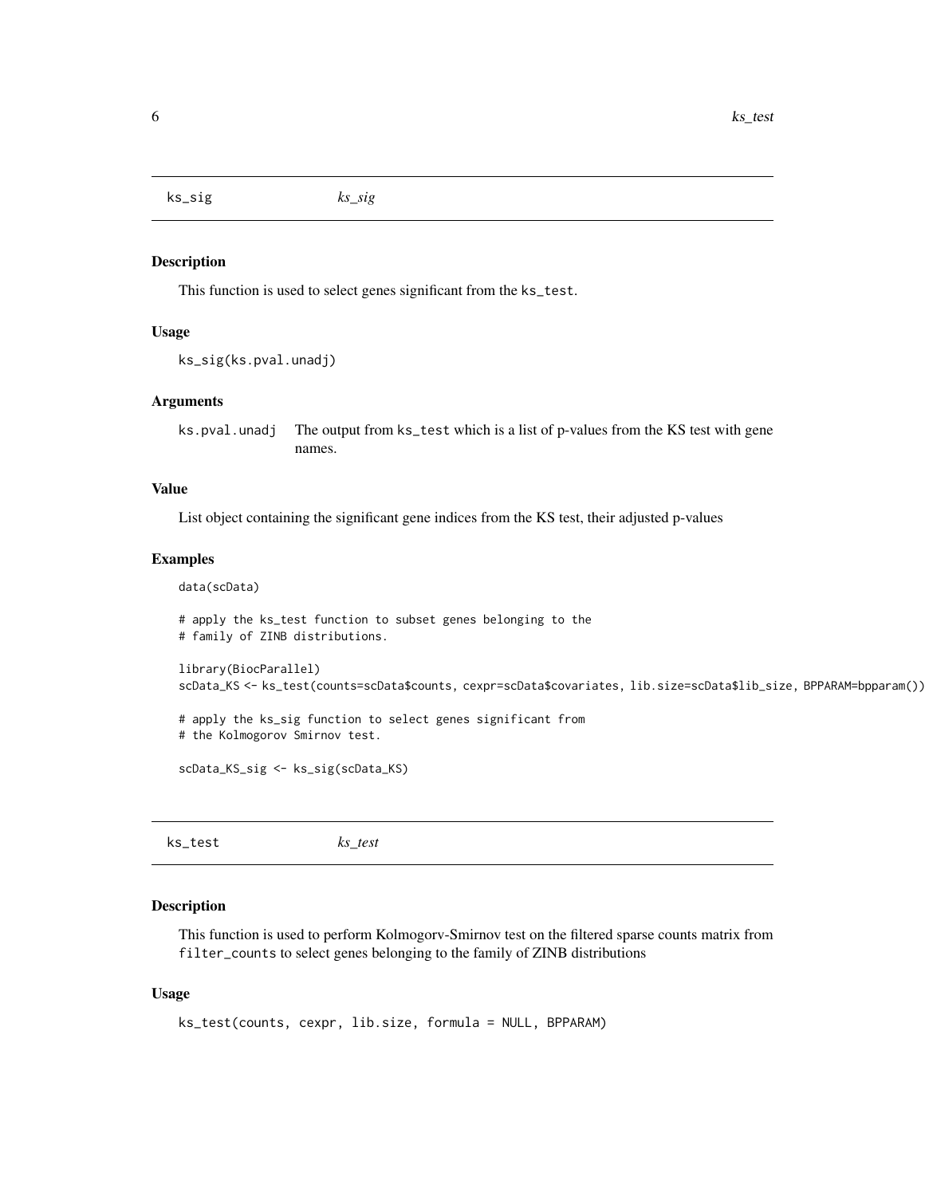## ks_sig *ks_sig*

### Description

This function is used to select genes significant from the `ks_test`.

### Usage

```
ks_sig(ks.pval.unadj)
```

### Arguments

| | |
|---|---|
| `ks.pval.unadj` | The output from `ks_test` which is a list of p-values from the KS test with gene names. |

### Value

List object containing the significant gene indices from the KS test, their adjusted p-values

### Examples

```
data(scData)

# apply the ks_test function to subset genes belonging to the
# family of ZINB distributions.

library(BiocParallel)
scData_KS <- ks_test(counts=scData$counts, cexpr=scData$covariates, lib.size=scData$lib_size, BPPARAM=bpparam())

# apply the ks_sig function to select genes significant from
# the Kolmogorov Smirnov test.

scData_KS_sig <- ks_sig(scData_KS)
```

## ks_test *ks_test*

### Description

This function is used to perform Kolmogorv-Smirnov test on the filtered sparse counts matrix from `filter_counts` to select genes belonging to the family of ZINB distributions

### Usage

```
ks_test(counts, cexpr, lib.size, formula = NULL, BPPARAM)
```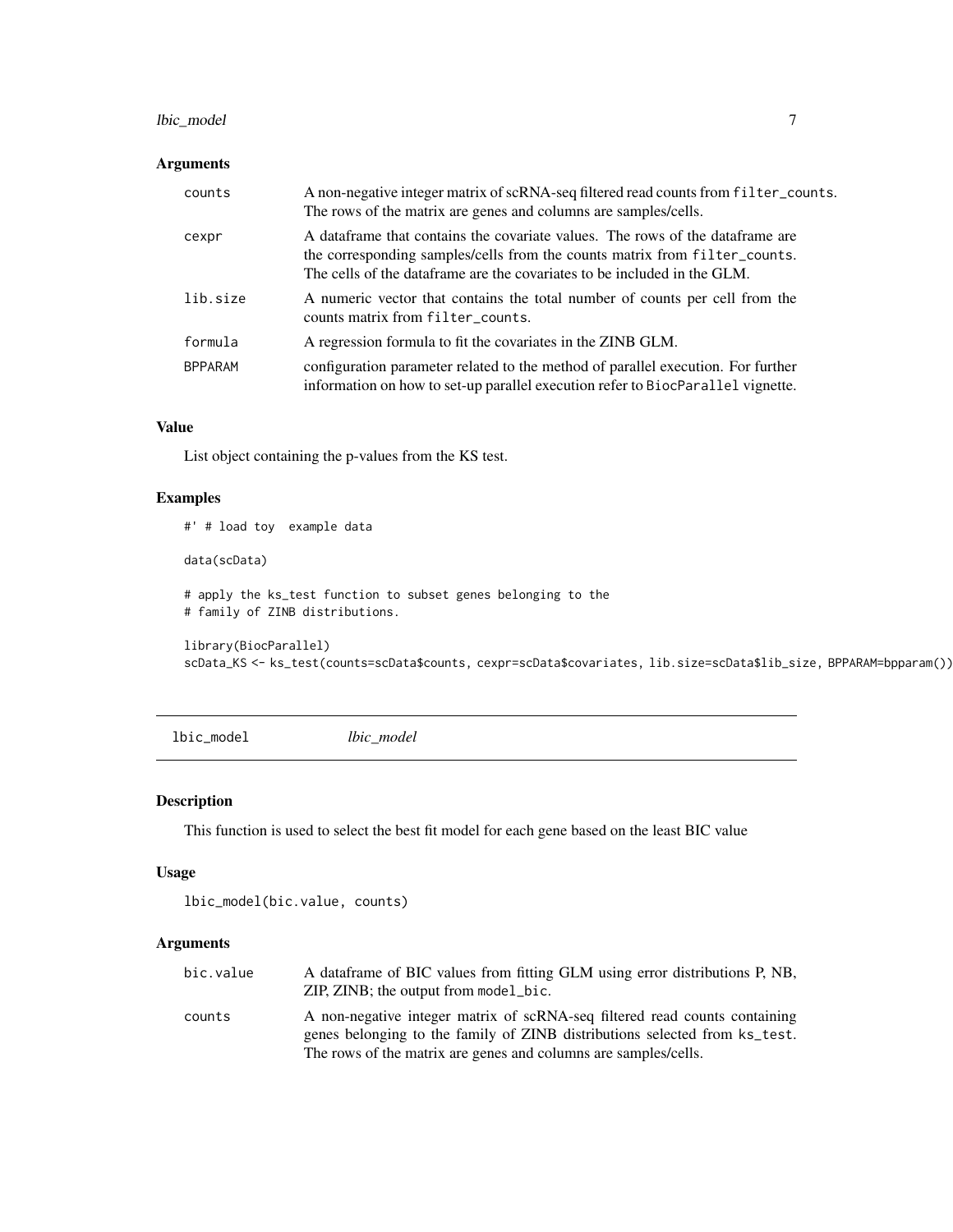## Arguments

| | |
|---|---|
| counts | A non-negative integer matrix of scRNA-seq filtered read counts from `filter_counts`. The rows of the matrix are genes and columns are samples/cells. |
| cexpr | A dataframe that contains the covariate values. The rows of the dataframe are the corresponding samples/cells from the counts matrix from `filter_counts`. The cells of the dataframe are the covariates to be included in the GLM. |
| lib.size | A numeric vector that contains the total number of counts per cell from the counts matrix from `filter_counts`. |
| formula | A regression formula to fit the covariates in the ZINB GLM. |
| BPPARAM | configuration parameter related to the method of parallel execution. For further information on how to set-up parallel execution refer to `BiocParallel` vignette. |

## Value

List object containing the p-values from the KS test.

## Examples

```
#' # load toy  example data

data(scData)

# apply the ks_test function to subset genes belonging to the
# family of ZINB distributions.

library(BiocParallel)
scData_KS <- ks_test(counts=scData$counts, cexpr=scData$covariates, lib.size=scData$lib_size, BPPARAM=bpparam())
```

---

# lbic_model *lbic_model*

## Description

This function is used to select the best fit model for each gene based on the least BIC value

## Usage

```
lbic_model(bic.value, counts)
```

## Arguments

| | |
|---|---|
| bic.value | A dataframe of BIC values from fitting GLM using error distributions P, NB, ZIP, ZINB; the output from `model_bic`. |
| counts | A non-negative integer matrix of scRNA-seq filtered read counts containing genes belonging to the family of ZINB distributions selected from `ks_test`. The rows of the matrix are genes and columns are samples/cells. |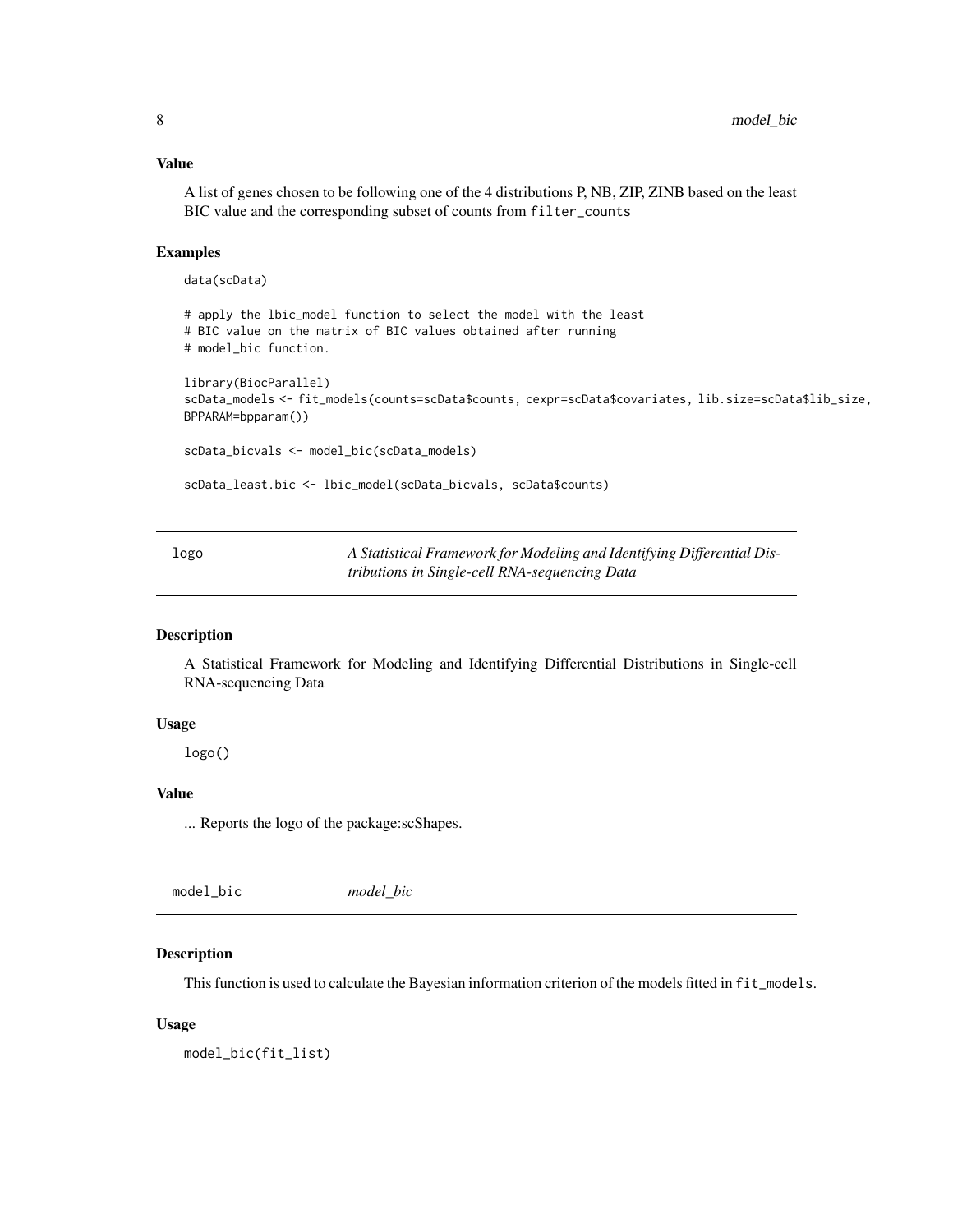### Value

A list of genes chosen to be following one of the 4 distributions P, NB, ZIP, ZINB based on the least BIC value and the corresponding subset of counts from `filter_counts`

### Examples

```
data(scData)

# apply the lbic_model function to select the model with the least
# BIC value on the matrix of BIC values obtained after running
# model_bic function.

library(BiocParallel)
scData_models <- fit_models(counts=scData$counts, cexpr=scData$covariates, lib.size=scData$lib_size,
BPPARAM=bpparam())

scData_bicvals <- model_bic(scData_models)

scData_least.bic <- lbic_model(scData_bicvals, scData$counts)
```

---

## logo — *A Statistical Framework for Modeling and Identifying Differential Distributions in Single-cell RNA-sequencing Data*

### Description

A Statistical Framework for Modeling and Identifying Differential Distributions in Single-cell RNA-sequencing Data

### Usage

```
logo()
```

### Value

... Reports the logo of the package:scShapes.

---

## model_bic — *model_bic*

### Description

This function is used to calculate the Bayesian information criterion of the models fitted in `fit_models`.

### Usage

```
model_bic(fit_list)
```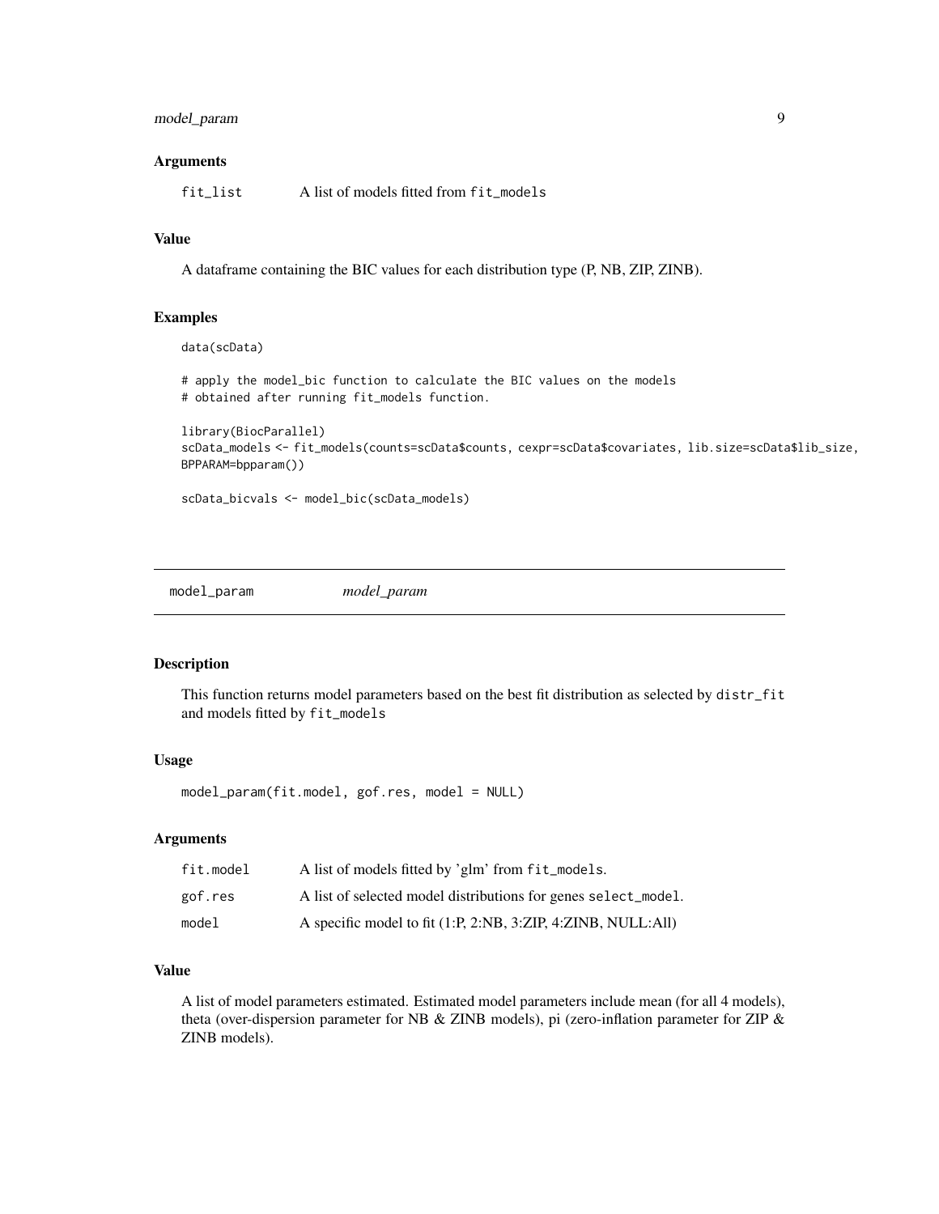### Arguments

| | |
|---|---|
| fit_list | A list of models fitted from fit_models |

### Value

A dataframe containing the BIC values for each distribution type (P, NB, ZIP, ZINB).

### Examples

```
data(scData)

# apply the model_bic function to calculate the BIC values on the models
# obtained after running fit_models function.

library(BiocParallel)
scData_models <- fit_models(counts=scData$counts, cexpr=scData$covariates, lib.size=scData$lib_size,
BPPARAM=bpparam())

scData_bicvals <- model_bic(scData_models)
```

---

## model_param *model_param*

### Description

This function returns model parameters based on the best fit distribution as selected by distr_fit and models fitted by fit_models

### Usage

```
model_param(fit.model, gof.res, model = NULL)
```

### Arguments

| | |
|---|---|
| fit.model | A list of models fitted by 'glm' from fit_models. |
| gof.res | A list of selected model distributions for genes select_model. |
| model | A specific model to fit (1:P, 2:NB, 3:ZIP, 4:ZINB, NULL:All) |

### Value

A list of model parameters estimated. Estimated model parameters include mean (for all 4 models), theta (over-dispersion parameter for NB & ZINB models), pi (zero-inflation parameter for ZIP & ZINB models).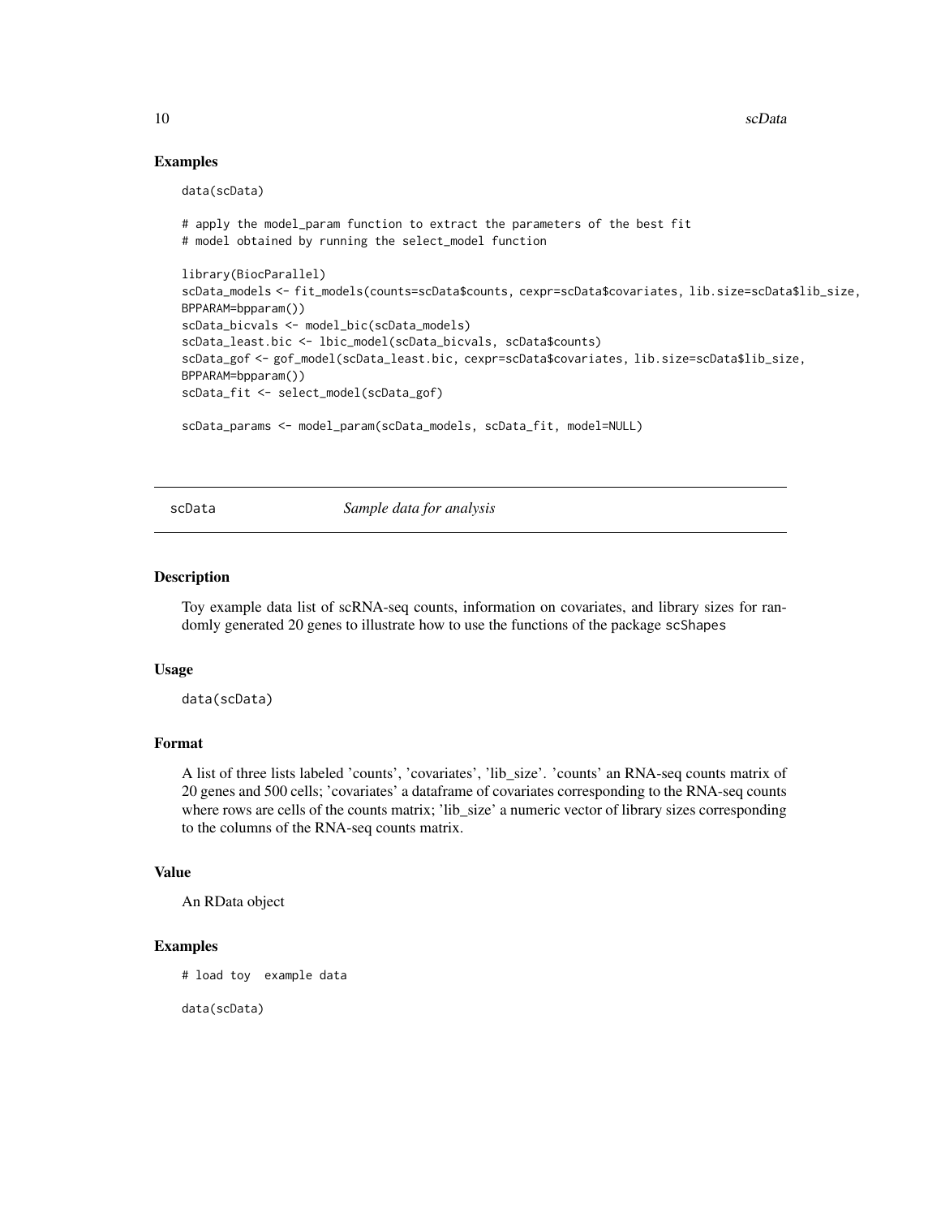### Examples

```
data(scData)

# apply the model_param function to extract the parameters of the best fit
# model obtained by running the select_model function

library(BiocParallel)
scData_models <- fit_models(counts=scData$counts, cexpr=scData$covariates, lib.size=scData$lib_size,
BPPARAM=bpparam())
scData_bicvals <- model_bic(scData_models)
scData_least.bic <- lbic_model(scData_bicvals, scData$counts)
scData_gof <- gof_model(scData_least.bic, cexpr=scData$covariates, lib.size=scData$lib_size,
BPPARAM=bpparam())
scData_fit <- select_model(scData_gof)

scData_params <- model_param(scData_models, scData_fit, model=NULL)
```

---

## scData — *Sample data for analysis*

### Description

Toy example data list of scRNA-seq counts, information on covariates, and library sizes for randomly generated 20 genes to illustrate how to use the functions of the package scShapes

### Usage

```
data(scData)
```

### Format

A list of three lists labeled 'counts', 'covariates', 'lib_size'. 'counts' an RNA-seq counts matrix of 20 genes and 500 cells; 'covariates' a dataframe of covariates corresponding to the RNA-seq counts where rows are cells of the counts matrix; 'lib_size' a numeric vector of library sizes corresponding to the columns of the RNA-seq counts matrix.

### Value

An RData object

### Examples

```
# load toy  example data

data(scData)
```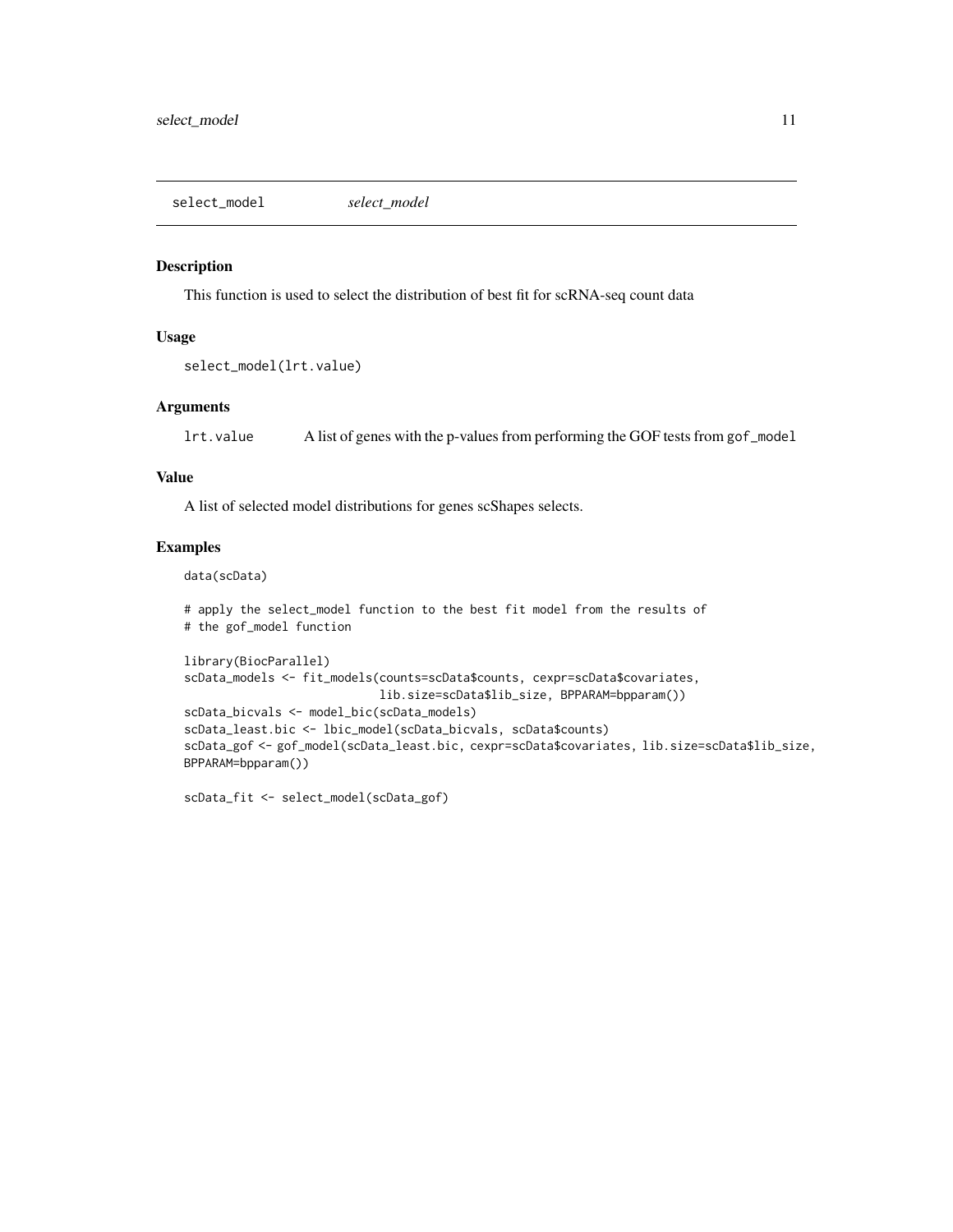## select_model *select_model*

### Description

This function is used to select the distribution of best fit for scRNA-seq count data

### Usage

```
select_model(lrt.value)
```

### Arguments

| | |
|---|---|
| lrt.value | A list of genes with the p-values from performing the GOF tests from gof_model |

### Value

A list of selected model distributions for genes scShapes selects.

### Examples

```
data(scData)

# apply the select_model function to the best fit model from the results of
# the gof_model function

library(BiocParallel)
scData_models <- fit_models(counts=scData$counts, cexpr=scData$covariates,
                            lib.size=scData$lib_size, BPPARAM=bpparam())
scData_bicvals <- model_bic(scData_models)
scData_least.bic <- lbic_model(scData_bicvals, scData$counts)
scData_gof <- gof_model(scData_least.bic, cexpr=scData$covariates, lib.size=scData$lib_size,
BPPARAM=bpparam())

scData_fit <- select_model(scData_gof)
```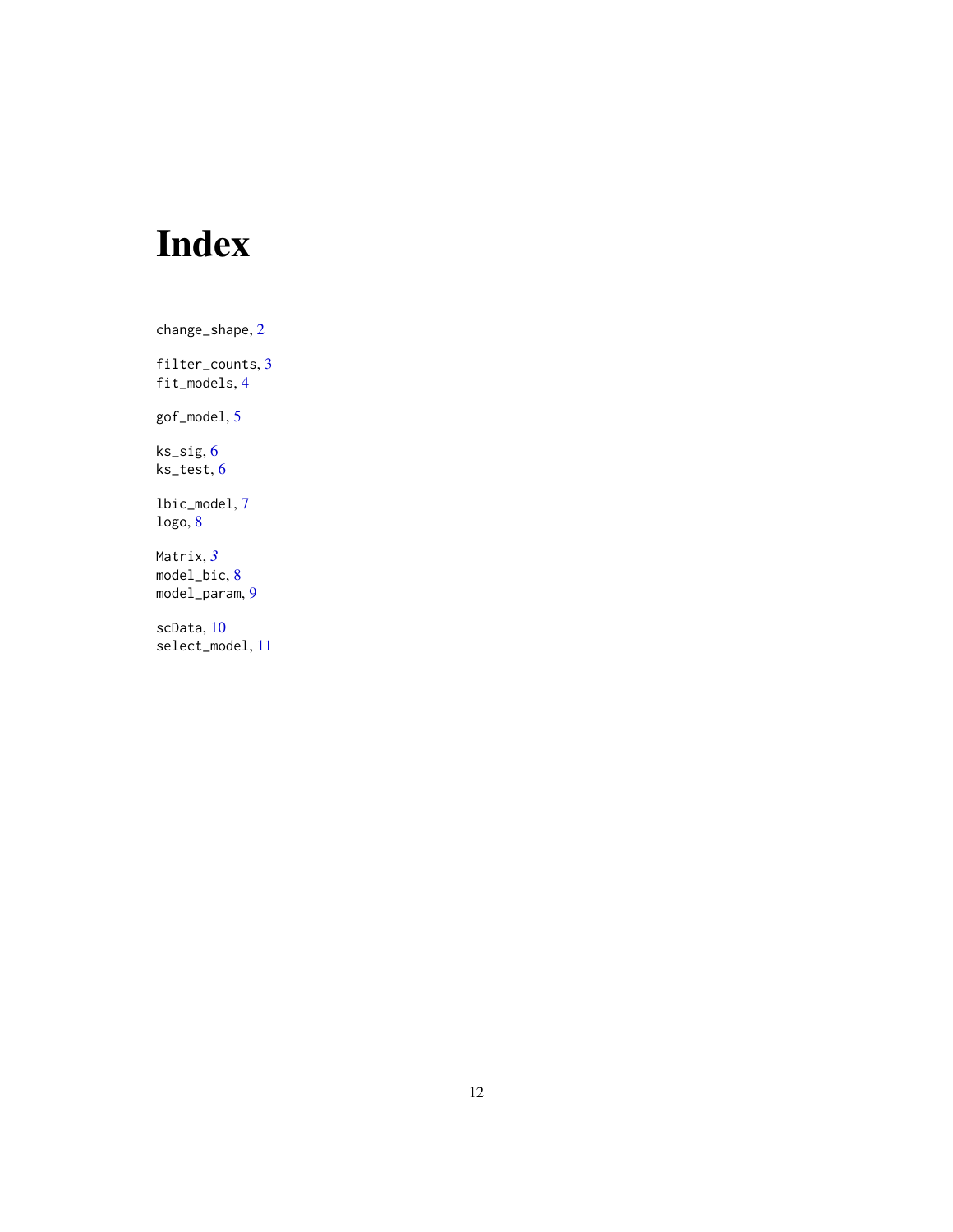# Index

change_shape, 2

filter_counts, 3
fit_models, 4

gof_model, 5

ks_sig, 6
ks_test, 6

lbic_model, 7
logo, 8

Matrix, *3*
model_bic, 8
model_param, 9

scData, 10
select_model, 11